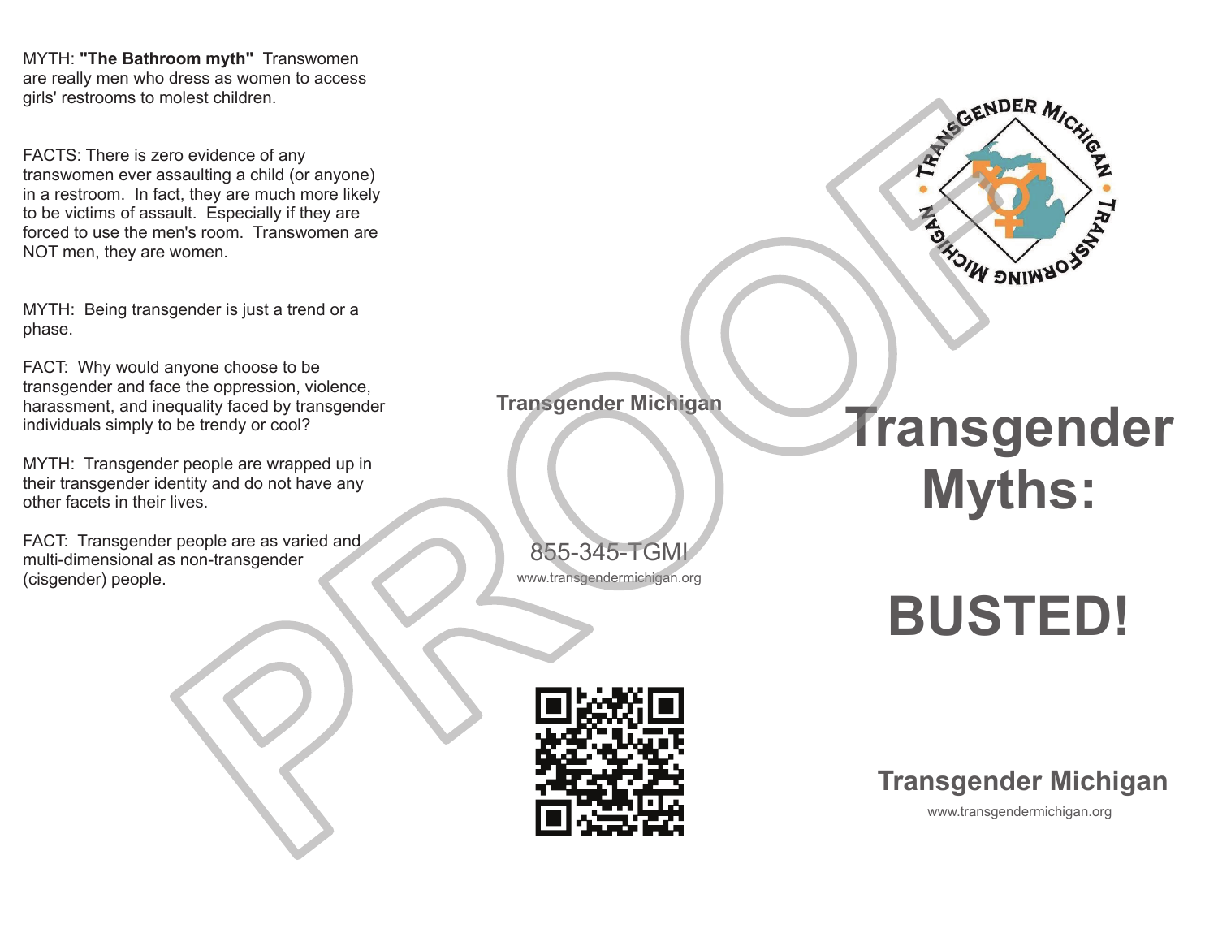MYTH: **"The Bathroom myth"** Transwomen are really men who dress as women to access girls' restrooms to molest children.

FACTS: There is zero evidence of any transwomen ever assaulting a child (or anyone) in a restroom. In fact, they are much more likely to be victims of assault. Especially if they are forced to use the men's room. Transwomen are NOT men, they are women.

MYTH: Being transgender is just a trend or a phase.

FACT: Why would anyone choose to be transgender and face the oppression, violence, harassment, and inequality faced by transgender individuals simply to be trendy or cool?

MYTH: Transgender people are wrapped up in their transgender identity and do not have any other facets in their lives.

FACT: Transgender people are as varied and multi-dimensional as non-transgender (cisgender) people.

**Transgender Michigan**

855-345-TGMI

www.transgendermichigan.org

TRANSGENDER MICHIGAN • TRANSFORMING MICHIGAN

# Transgender Myths:

# BUSTED!

**Transgender Michigan**

www.transgendermichigan.org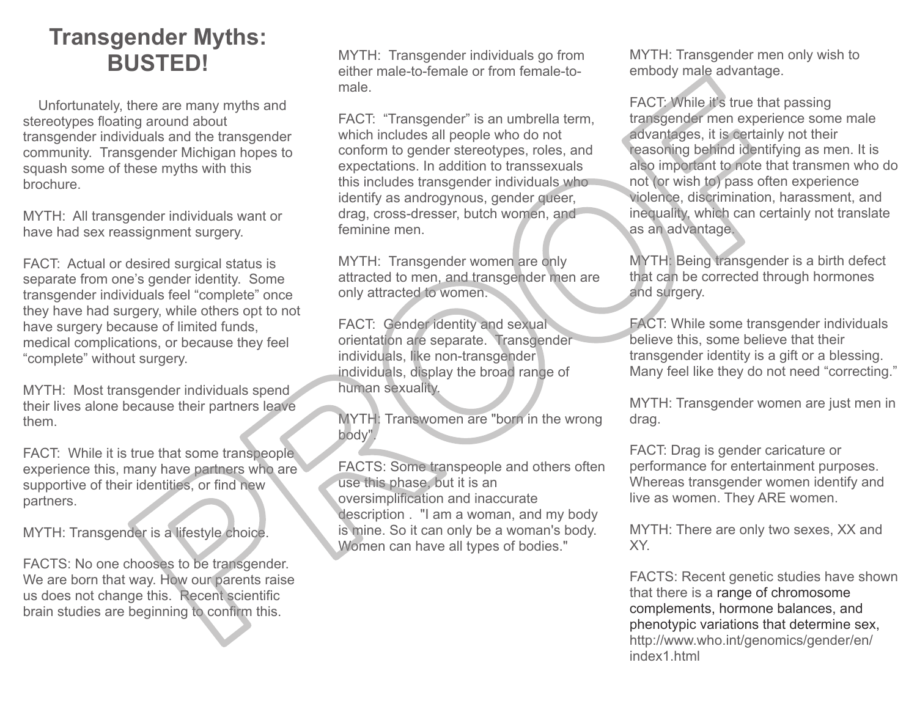# Transgender Myths: BUSTED!

Unfortunately, there are many myths and stereotypes floating around about transgender individuals and the transgender community. Transgender Michigan hopes to squash some of these myths with this brochure.

MYTH: All transgender individuals want or have had sex reassignment surgery.

FACT: Actual or desired surgical status is separate from one's gender identity. Some transgender individuals feel "complete" once they have had surgery, while others opt to not have surgery because of limited funds, medical complications, or because they feel "complete" without surgery.

MYTH: Most transgender individuals spend their lives alone because their partners leave them.

FACT: While it is true that some transpeople experience this, many have partners who are supportive of their identities, or find new partners.

MYTH: Transgender is a lifestyle choice.

FACTS: No one chooses to be transgender. We are born that way. How our parents raise us does not change this. Recent scientific brain studies are beginning to confirm this.

MYTH: Transgender individuals go from either male-to-female or from female-to-male.

FACT: "Transgender" is an umbrella term, which includes all people who do not conform to gender stereotypes, roles, and expectations. In addition to transsexuals this includes transgender individuals who identify as androgynous, gender queer, drag, cross-dresser, butch women, and feminine men.

MYTH: Transgender women are only attracted to men, and transgender men are only attracted to women.

FACT: Gender identity and sexual orientation are separate. Transgender individuals, like non-transgender individuals, display the broad range of human sexuality.

MYTH: Transwomen are "born in the wrong body".

FACTS: Some transpeople and others often use this phase, but it is an oversimplification and inaccurate description . "I am a woman, and my body is mine. So it can only be a woman's body. Women can have all types of bodies."

MYTH: Transgender men only wish to embody male advantage.

FACT: While it's true that passing transgender men experience some male advantages, it is certainly not their reasoning behind identifying as men. It is also important to note that transmen who do not (or wish to) pass often experience violence, discrimination, harassment, and inequality, which can certainly not translate as an advantage.

MYTH: Being transgender is a birth defect that can be corrected through hormones and surgery.

FACT: While some transgender individuals believe this, some believe that their transgender identity is a gift or a blessing. Many feel like they do not need "correcting."

MYTH: Transgender women are just men in drag.

FACT: Drag is gender caricature or performance for entertainment purposes. Whereas transgender women identify and live as women. They ARE women.

MYTH: There are only two sexes, XX and XY.

FACTS: Recent genetic studies have shown that there is a range of chromosome complements, hormone balances, and phenotypic variations that determine sex, http://www.who.int/genomics/gender/en/index1.html